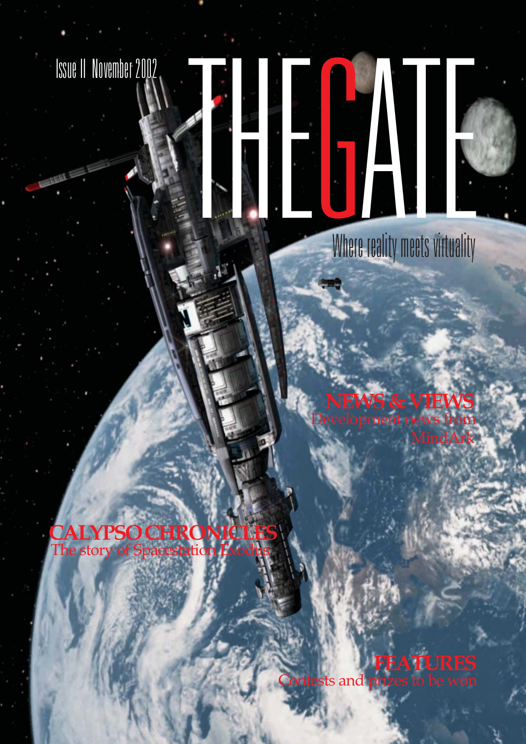Issue II November 2002

# THE GATE

Where reality meets virtuality

## NEWS & VIEWS
Development news from MindArk

## CALYPSO CHRONICLES
The story of Spacestation Exodus

## FEATURES
Contests and prizes to be won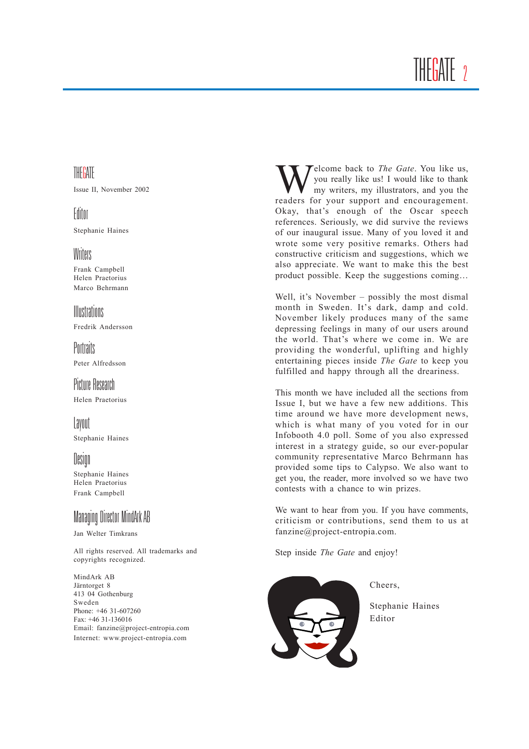## THEGATE

Issue II, November 2002

### Editor

Stephanie Haines

### Writers

Frank Campbell
Helen Praetorius
Marco Behrmann

### Illustrations

Fredrik Andersson

### Portraits

Peter Alfredsson

### Picture Research

Helen Praetorius

### Layout

Stephanie Haines

### Design

Stephanie Haines
Helen Praetorius
Frank Campbell

### Managing Director MindArk AB

Jan Welter Timkrans

All rights reserved. All trademarks and copyrights recognized.

MindArk AB
Järntorget 8
413 04 Gothenburg
Sweden
Phone: +46 31-607260
Fax: +46 31-136016
Email: fanzine@project-entropia.com
Internet: www.project-entropia.com

Welcome back to *The Gate*. You like us, you really like us! I would like to thank my writers, my illustrators, and you the readers for your support and encouragement. Okay, that's enough of the Oscar speech references. Seriously, we did survive the reviews of our inaugural issue. Many of you loved it and wrote some very positive remarks. Others had constructive criticism and suggestions, which we also appreciate. We want to make this the best product possible. Keep the suggestions coming…

Well, it's November – possibly the most dismal month in Sweden. It's dark, damp and cold. November likely produces many of the same depressing feelings in many of our users around the world. That's where we come in. We are providing the wonderful, uplifting and highly entertaining pieces inside *The Gate* to keep you fulfilled and happy through all the dreariness.

This month we have included all the sections from Issue I, but we have a few new additions. This time around we have more development news, which is what many of you voted for in our Infobooth 4.0 poll. Some of you also expressed interest in a strategy guide, so our ever-popular community representative Marco Behrmann has provided some tips to Calypso. We also want to get you, the reader, more involved so we have two contests with a chance to win prizes.

We want to hear from you. If you have comments, criticism or contributions, send them to us at fanzine@project-entropia.com.

Step inside *The Gate* and enjoy!

Cheers,

Stephanie Haines
Editor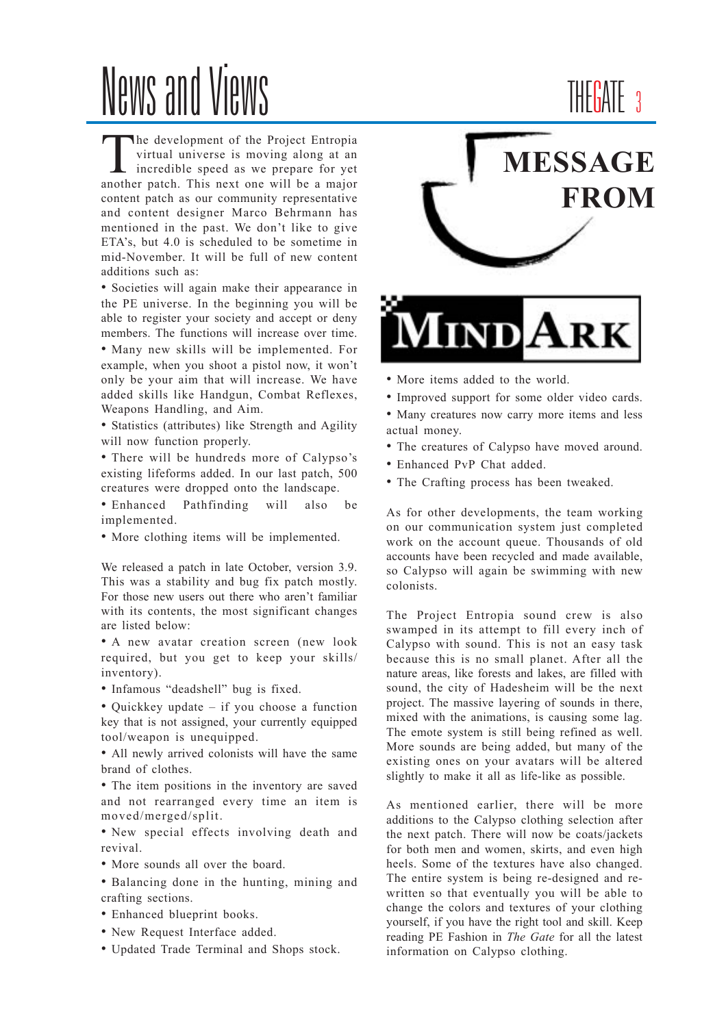# News and Views

## MESSAGE FROM MINDARK

The development of the Project Entropia virtual universe is moving along at an incredible speed as we prepare for yet another patch. This next one will be a major content patch as our community representative and content designer Marco Behrmann has mentioned in the past. We don't like to give ETA's, but 4.0 is scheduled to be sometime in mid-November. It will be full of new content additions such as:

- Societies will again make their appearance in the PE universe. In the beginning you will be able to register your society and accept or deny members. The functions will increase over time.
- Many new skills will be implemented. For example, when you shoot a pistol now, it won't only be your aim that will increase. We have added skills like Handgun, Combat Reflexes, Weapons Handling, and Aim.
- Statistics (attributes) like Strength and Agility will now function properly.
- There will be hundreds more of Calypso's existing lifeforms added. In our last patch, 500 creatures were dropped onto the landscape.
- Enhanced Pathfinding will also be implemented.
- More clothing items will be implemented.

We released a patch in late October, version 3.9. This was a stability and bug fix patch mostly. For those new users out there who aren't familiar with its contents, the most significant changes are listed below:

- A new avatar creation screen (new look required, but you get to keep your skills/inventory).
- Infamous "deadshell" bug is fixed.
- Quickkey update – if you choose a function key that is not assigned, your currently equipped tool/weapon is unequipped.
- All newly arrived colonists will have the same brand of clothes.
- The item positions in the inventory are saved and not rearranged every time an item is moved/merged/split.
- New special effects involving death and revival.
- More sounds all over the board.
- Balancing done in the hunting, mining and crafting sections.
- Enhanced blueprint books.
- New Request Interface added.
- Updated Trade Terminal and Shops stock.
- More items added to the world.
- Improved support for some older video cards.
- Many creatures now carry more items and less actual money.
- The creatures of Calypso have moved around.
- Enhanced PvP Chat added.
- The Crafting process has been tweaked.

As for other developments, the team working on our communication system just completed work on the account queue. Thousands of old accounts have been recycled and made available, so Calypso will again be swimming with new colonists.

The Project Entropia sound crew is also swamped in its attempt to fill every inch of Calypso with sound. This is not an easy task because this is no small planet. After all the nature areas, like forests and lakes, are filled with sound, the city of Hadesheim will be the next project. The massive layering of sounds in there, mixed with the animations, is causing some lag. The emote system is still being refined as well. More sounds are being added, but many of the existing ones on your avatars will be altered slightly to make it all as life-like as possible.

As mentioned earlier, there will be more additions to the Calypso clothing selection after the next patch. There will now be coats/jackets for both men and women, skirts, and even high heels. Some of the textures have also changed. The entire system is being re-designed and re-written so that eventually you will be able to change the colors and textures of your clothing yourself, if you have the right tool and skill. Keep reading PE Fashion in *The Gate* for all the latest information on Calypso clothing.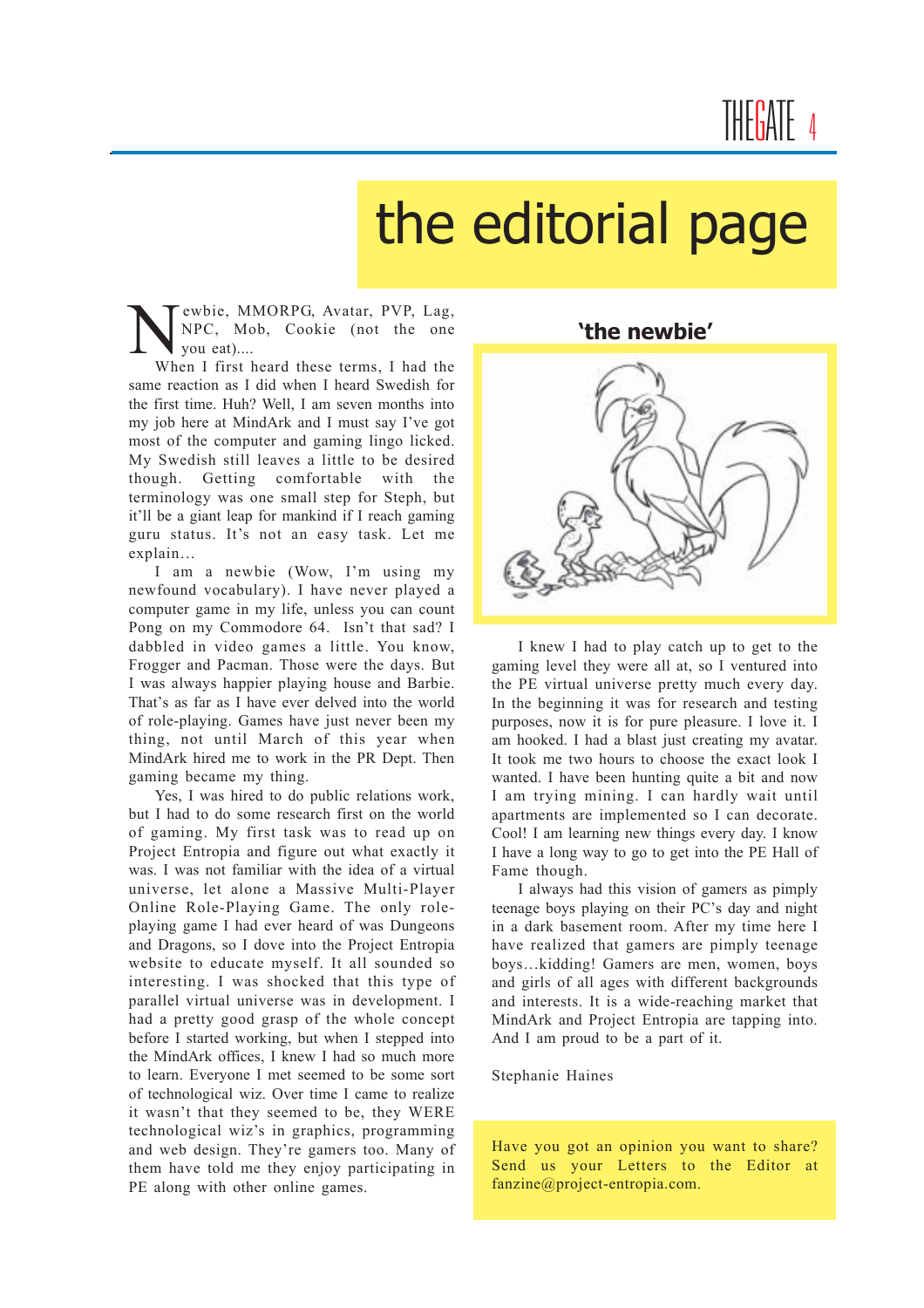# the editorial page

Newbie, MMORPG, Avatar, PVP, Lag, NPC, Mob, Cookie (not the one you eat)....

When I first heard these terms, I had the same reaction as I did when I heard Swedish for the first time. Huh? Well, I am seven months into my job here at MindArk and I must say I've got most of the computer and gaming lingo licked. My Swedish still leaves a little to be desired though. Getting comfortable with the terminology was one small step for Steph, but it'll be a giant leap for mankind if I reach gaming guru status. It's not an easy task. Let me explain…

I am a newbie (Wow, I'm using my newfound vocabulary). I have never played a computer game in my life, unless you can count Pong on my Commodore 64. Isn't that sad? I dabbled in video games a little. You know, Frogger and Pacman. Those were the days. But I was always happier playing house and Barbie. That's as far as I have ever delved into the world of role-playing. Games have just never been my thing, not until March of this year when MindArk hired me to work in the PR Dept. Then gaming became my thing.

Yes, I was hired to do public relations work, but I had to do some research first on the world of gaming. My first task was to read up on Project Entropia and figure out what exactly it was. I was not familiar with the idea of a virtual universe, let alone a Massive Multi-Player Online Role-Playing Game. The only role-playing game I had ever heard of was Dungeons and Dragons, so I dove into the Project Entropia website to educate myself. It all sounded so interesting. I was shocked that this type of parallel virtual universe was in development. I had a pretty good grasp of the whole concept before I started working, but when I stepped into the MindArk offices, I knew I had so much more to learn. Everyone I met seemed to be some sort of technological wiz. Over time I came to realize it wasn't that they seemed to be, they WERE technological wiz's in graphics, programming and web design. They're gamers too. Many of them have told me they enjoy participating in PE along with other online games.

**'the newbie'**

I knew I had to play catch up to get to the gaming level they were all at, so I ventured into the PE virtual universe pretty much every day. In the beginning it was for research and testing purposes, now it is for pure pleasure. I love it. I am hooked. I had a blast just creating my avatar. It took me two hours to choose the exact look I wanted. I have been hunting quite a bit and now I am trying mining. I can hardly wait until apartments are implemented so I can decorate. Cool! I am learning new things every day. I know I have a long way to go to get into the PE Hall of Fame though.

I always had this vision of gamers as pimply teenage boys playing on their PC's day and night in a dark basement room. After my time here I have realized that gamers are pimply teenage boys…kidding! Gamers are men, women, boys and girls of all ages with different backgrounds and interests. It is a wide-reaching market that MindArk and Project Entropia are tapping into. And I am proud to be a part of it.

Stephanie Haines

Have you got an opinion you want to share? Send us your Letters to the Editor at fanzine@project-entropia.com.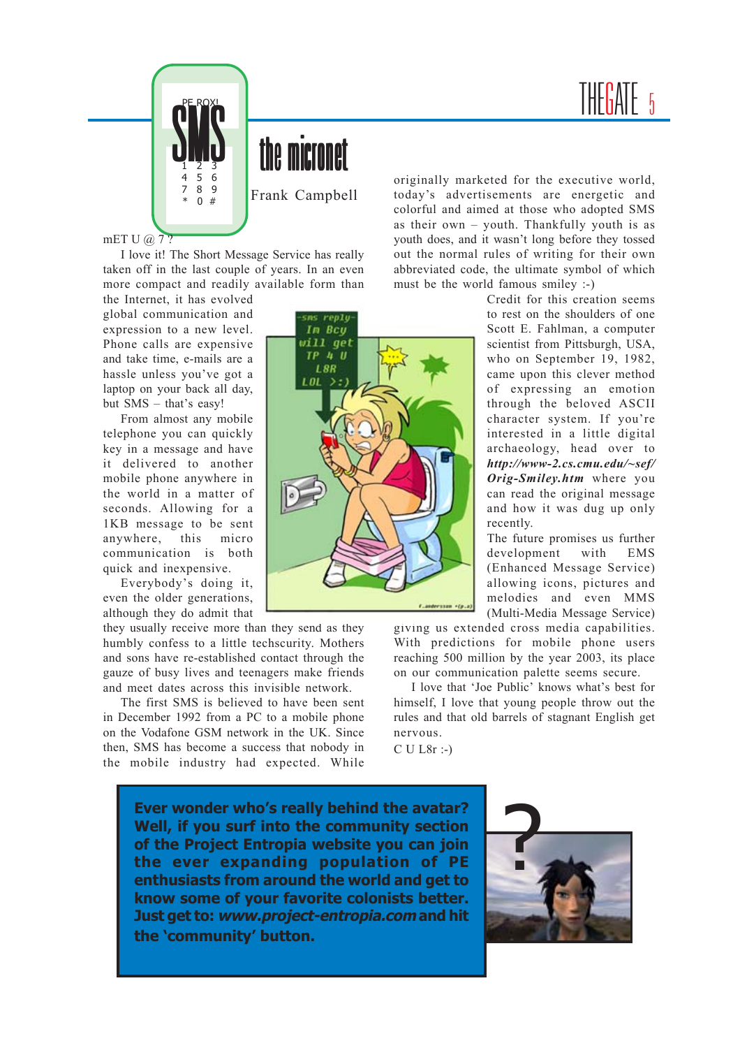# the micronet

Frank Campbell

mET U @ 7 ?

I love it! The Short Message Service has really taken off in the last couple of years. In an even more compact and readily available form than the Internet, it has evolved global communication and expression to a new level. Phone calls are expensive and take time, e-mails are a hassle unless you've got a laptop on your back all day, but SMS – that's easy!

From almost any mobile telephone you can quickly key in a message and have it delivered to another mobile phone anywhere in the world in a matter of seconds. Allowing for a 1KB message to be sent anywhere, this micro communication is both quick and inexpensive.

Everybody's doing it, even the older generations, although they do admit that they usually receive more than they send as they humbly confess to a little techscurity. Mothers and sons have re-established contact through the gauze of busy lives and teenagers make friends and meet dates across this invisible network.

The first SMS is believed to have been sent in December 1992 from a PC to a mobile phone on the Vodafone GSM network in the UK. Since then, SMS has become a success that nobody in the mobile industry had expected. While originally marketed for the executive world, today's advertisements are energetic and colorful and aimed at those who adopted SMS as their own – youth. Thankfully youth is as youth does, and it wasn't long before they tossed out the normal rules of writing for their own abbreviated code, the ultimate symbol of which must be the world famous smiley :-)

Credit for this creation seems to rest on the shoulders of one Scott E. Fahlman, a computer scientist from Pittsburgh, USA, who on September 19, 1982, came upon this clever method of expressing an emotion through the beloved ASCII character system. If you're interested in a little digital archaeology, head over to ***http://www-2.cs.cmu.edu/~sef/Orig-Smiley.htm*** where you can read the original message and how it was dug up only recently.

The future promises us further development with EMS (Enhanced Message Service) allowing icons, pictures and melodies and even MMS (Multi-Media Message Service) giving us extended cross media capabilities. With predictions for mobile phone users reaching 500 million by the year 2003, its place on our communication palette seems secure.

I love that 'Joe Public' knows what's best for himself, I love that young people throw out the rules and that old barrels of stagnant English get nervous.

C U L8r :-)

**Ever wonder who's really behind the avatar? Well, if you surf into the community section of the Project Entropia website you can join the ever expanding population of PE enthusiasts from around the world and get to know some of your favorite colonists better. Just get to: *www.project-entropia.com* and hit the 'community' button.**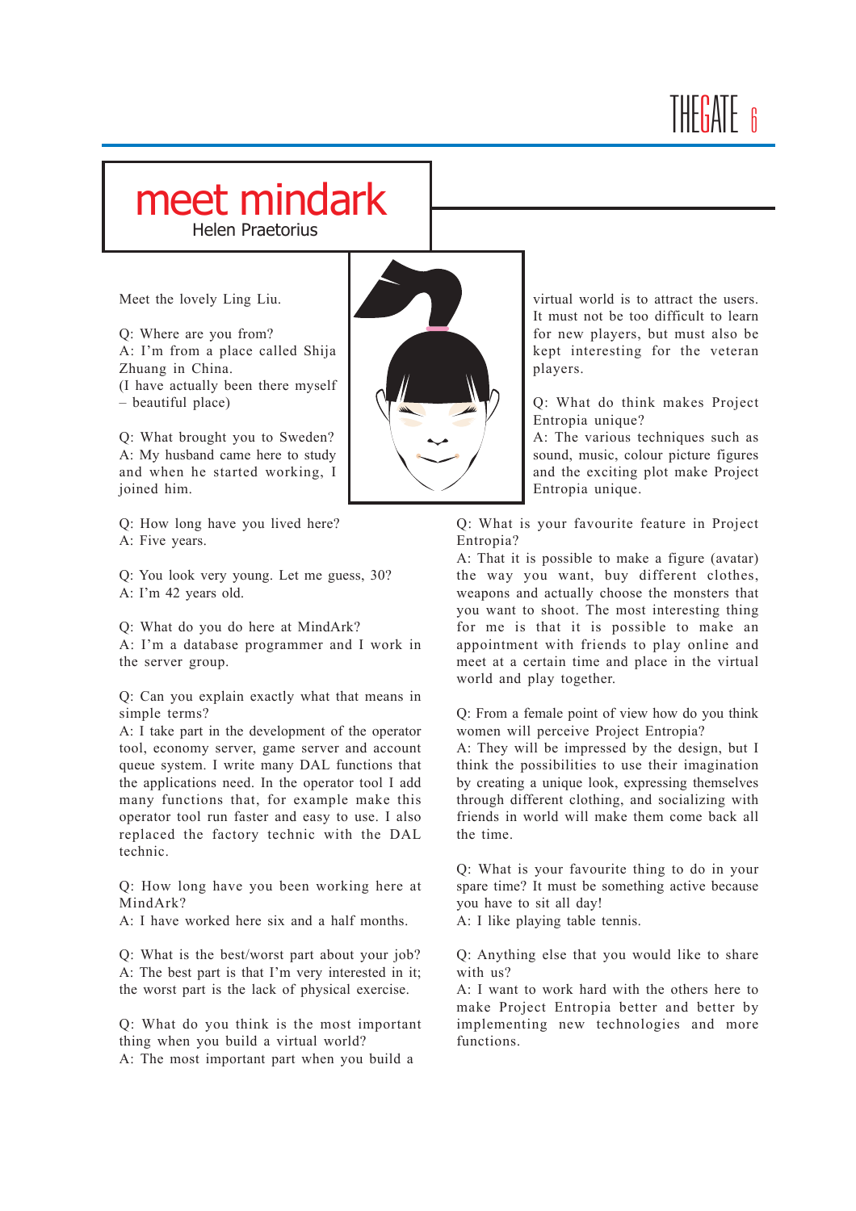# meet mindark

Helen Praetorius

Meet the lovely Ling Liu.

Q: Where are you from?
A: I'm from a place called Shija Zhuang in China.
(I have actually been there myself – beautiful place)

Q: What brought you to Sweden?
A: My husband came here to study and when he started working, I joined him.

Q: How long have you lived here?
A: Five years.

Q: You look very young. Let me guess, 30?
A: I'm 42 years old.

Q: What do you do here at MindArk?
A: I'm a database programmer and I work in the server group.

Q: Can you explain exactly what that means in simple terms?
A: I take part in the development of the operator tool, economy server, game server and account queue system. I write many DAL functions that the applications need. In the operator tool I add many functions that, for example make this operator tool run faster and easy to use. I also replaced the factory technic with the DAL technic.

Q: How long have you been working here at MindArk?
A: I have worked here six and a half months.

Q: What is the best/worst part about your job?
A: The best part is that I'm very interested in it; the worst part is the lack of physical exercise.

Q: What do you think is the most important thing when you build a virtual world?
A: The most important part when you build a virtual world is to attract the users. It must not be too difficult to learn for new players, but must also be kept interesting for the veteran players.

Q: What do think makes Project Entropia unique?
A: The various techniques such as sound, music, colour picture figures and the exciting plot make Project Entropia unique.

Q: What is your favourite feature in Project Entropia?
A: That it is possible to make a figure (avatar) the way you want, buy different clothes, weapons and actually choose the monsters that you want to shoot. The most interesting thing for me is that it is possible to make an appointment with friends to play online and meet at a certain time and place in the virtual world and play together.

Q: From a female point of view how do you think women will perceive Project Entropia?
A: They will be impressed by the design, but I think the possibilities to use their imagination by creating a unique look, expressing themselves through different clothing, and socializing with friends in world will make them come back all the time.

Q: What is your favourite thing to do in your spare time? It must be something active because you have to sit all day!
A: I like playing table tennis.

Q: Anything else that you would like to share with us?
A: I want to work hard with the others here to make Project Entropia better and better by implementing new technologies and more functions.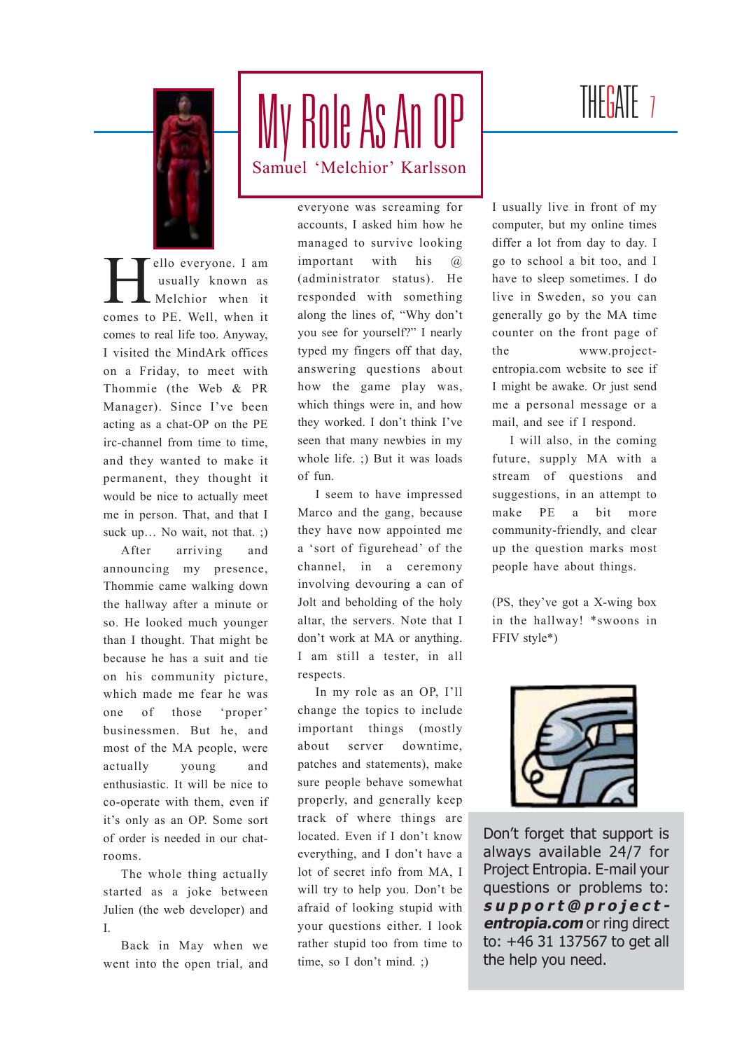# My Role As An OP

Samuel 'Melchior' Karlsson

Hello everyone. I am usually known as Melchior when it comes to PE. Well, when it comes to real life too. Anyway, I visited the MindArk offices on a Friday, to meet with Thommie (the Web & PR Manager). Since I've been acting as a chat-OP on the PE irc-channel from time to time, and they wanted to make it permanent, they thought it would be nice to actually meet me in person. That, and that I suck up… No wait, not that. ;)

After arriving and announcing my presence, Thommie came walking down the hallway after a minute or so. He looked much younger than I thought. That might be because he has a suit and tie on his community picture, which made me fear he was one of those 'proper' businessmen. But he, and most of the MA people, were actually young and enthusiastic. It will be nice to co-operate with them, even if it's only as an OP. Some sort of order is needed in our chat-rooms.

The whole thing actually started as a joke between Julien (the web developer) and I.

Back in May when we went into the open trial, and everyone was screaming for accounts, I asked him how he managed to survive looking important with his @ (administrator status). He responded with something along the lines of, "Why don't you see for yourself?" I nearly typed my fingers off that day, answering questions about how the game play was, which things were in, and how they worked. I don't think I've seen that many newbies in my whole life. ;) But it was loads of fun.

I seem to have impressed Marco and the gang, because they have now appointed me a 'sort of figurehead' of the channel, in a ceremony involving devouring a can of Jolt and beholding of the holy altar, the servers. Note that I don't work at MA or anything. I am still a tester, in all respects.

In my role as an OP, I'll change the topics to include important things (mostly about server downtime, patches and statements), make sure people behave somewhat properly, and generally keep track of where things are located. Even if I don't know everything, and I don't have a lot of secret info from MA, I will try to help you. Don't be afraid of looking stupid with your questions either. I look rather stupid too from time to time, so I don't mind. ;)

I usually live in front of my computer, but my online times differ a lot from day to day. I go to school a bit too, and I have to sleep sometimes. I do live in Sweden, so you can generally go by the MA time counter on the front page of the www.project-entropia.com website to see if I might be awake. Or just send me a personal message or a mail, and see if I respond.

I will also, in the coming future, supply MA with a stream of questions and suggestions, in an attempt to make PE a bit more community-friendly, and clear up the question marks most people have about things.

(PS, they've got a X-wing box in the hallway! *swoons in FFIV style*)

Don't forget that support is always available 24/7 for Project Entropia. E-mail your questions or problems to: ***support@project-entropia.com*** or ring direct to: +46 31 137567 to get all the help you need.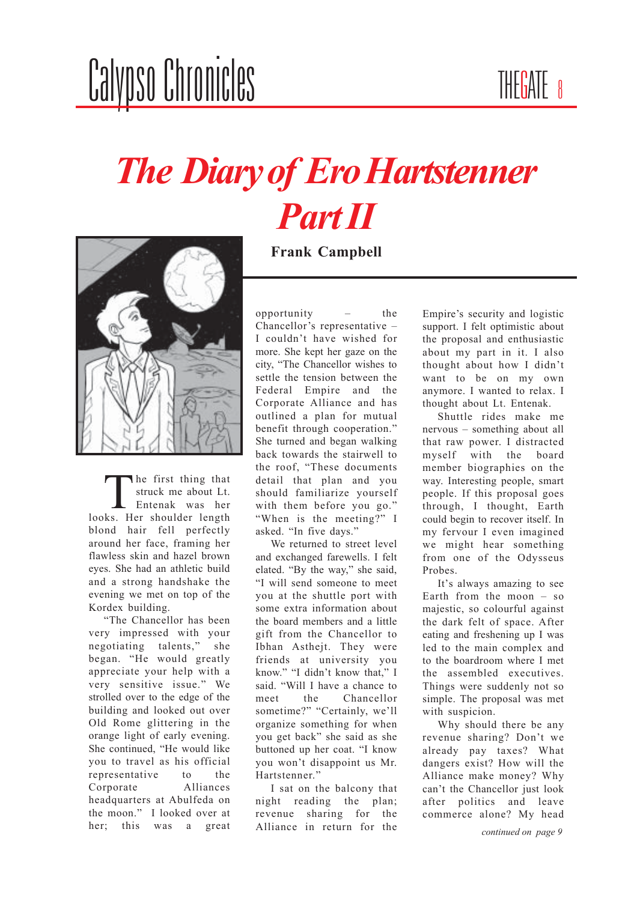# The Diary of Ero Hartstenner Part II

**Frank Campbell**

The first thing that struck me about Lt. Entenak was her looks. Her shoulder length blond hair fell perfectly around her face, framing her flawless skin and hazel brown eyes. She had an athletic build and a strong handshake the evening we met on top of the Kordex building.

"The Chancellor has been very impressed with your negotiating talents," she began. "He would greatly appreciate your help with a very sensitive issue." We strolled over to the edge of the building and looked out over Old Rome glittering in the orange light of early evening. She continued, "He would like you to travel as his official representative to the Corporate Alliances headquarters at Abulfeda on the moon." I looked over at her; this was a great opportunity – the Chancellor's representative – I couldn't have wished for more. She kept her gaze on the city, "The Chancellor wishes to settle the tension between the Federal Empire and the Corporate Alliance and has outlined a plan for mutual benefit through cooperation." She turned and began walking back towards the stairwell to the roof, "These documents detail that plan and you should familiarize yourself with them before you go." "When is the meeting?" I asked. "In five days."

We returned to street level and exchanged farewells. I felt elated. "By the way," she said, "I will send someone to meet you at the shuttle port with some extra information about the board members and a little gift from the Chancellor to Ibhan Asthejt. They were friends at university you know." "I didn't know that," I said. "Will I have a chance to meet the Chancellor sometime?" "Certainly, we'll organize something for when you get back" she said as she buttoned up her coat. "I know you won't disappoint us Mr. Hartstenner."

I sat on the balcony that night reading the plan; revenue sharing for the Alliance in return for the Empire's security and logistic support. I felt optimistic about the proposal and enthusiastic about my part in it. I also thought about how I didn't want to be on my own anymore. I wanted to relax. I thought about Lt. Entenak.

Shuttle rides make me nervous – something about all that raw power. I distracted myself with the board member biographies on the way. Interesting people, smart people. If this proposal goes through, I thought, Earth could begin to recover itself. In my fervour I even imagined we might hear something from one of the Odysseus Probes.

It's always amazing to see Earth from the moon – so majestic, so colourful against the dark felt of space. After eating and freshening up I was led to the main complex and to the boardroom where I met the assembled executives. Things were suddenly not so simple. The proposal was met with suspicion.

Why should there be any revenue sharing? Don't we already pay taxes? What dangers exist? How will the Alliance make money? Why can't the Chancellor just look after politics and leave commerce alone? My head

*continued on page 9*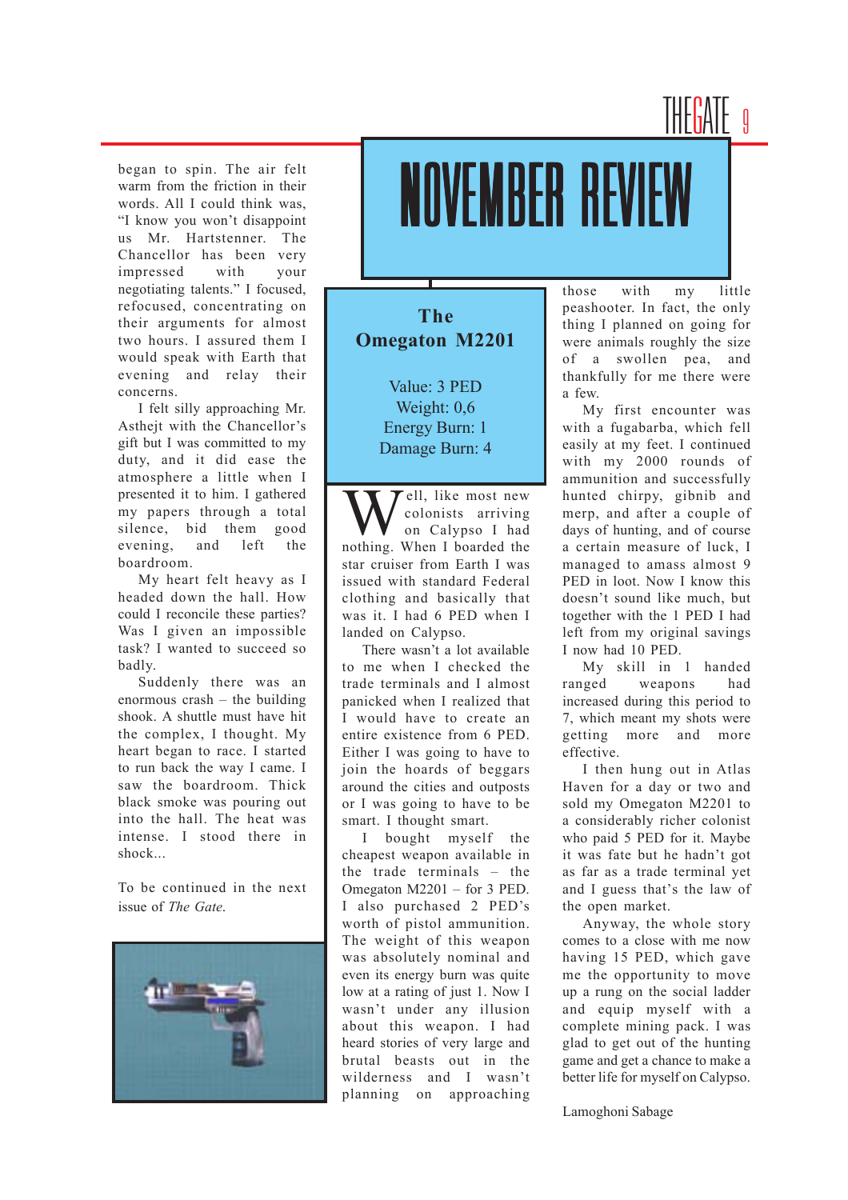began to spin. The air felt warm from the friction in their words. All I could think was, "I know you won't disappoint us Mr. Hartstenner. The Chancellor has been very impressed with your negotiating talents." I focused, refocused, concentrating on their arguments for almost two hours. I assured them I would speak with Earth that evening and relay their concerns.

I felt silly approaching Mr. Asthejt with the Chancellor's gift but I was committed to my duty, and it did ease the atmosphere a little when I presented it to him. I gathered my papers through a total silence, bid them good evening, and left the boardroom.

My heart felt heavy as I headed down the hall. How could I reconcile these parties? Was I given an impossible task? I wanted to succeed so badly.

Suddenly there was an enormous crash – the building shook. A shuttle must have hit the complex, I thought. My heart began to race. I started to run back the way I came. I saw the boardroom. Thick black smoke was pouring out into the hall. The heat was intense. I stood there in shock...

To be continued in the next issue of *The Gate*.

# NOVEMBER REVIEW

## The Omegaton M2201

Value: 3 PED
Weight: 0,6
Energy Burn: 1
Damage Burn: 4

Well, like most new colonists arriving on Calypso I had nothing. When I boarded the star cruiser from Earth I was issued with standard Federal clothing and basically that was it. I had 6 PED when I landed on Calypso.

There wasn't a lot available to me when I checked the trade terminals and I almost panicked when I realized that I would have to create an entire existence from 6 PED. Either I was going to have to join the hoards of beggars around the cities and outposts or I was going to have to be smart. I thought smart.

I bought myself the cheapest weapon available in the trade terminals – the Omegaton M2201 – for 3 PED. I also purchased 2 PED's worth of pistol ammunition. The weight of this weapon was absolutely nominal and even its energy burn was quite low at a rating of just 1. Now I wasn't under any illusion about this weapon. I had heard stories of very large and brutal beasts out in the wilderness and I wasn't planning on approaching those with my little peashooter. In fact, the only thing I planned on going for were animals roughly the size of a swollen pea, and thankfully for me there were a few.

My first encounter was with a fugabarba, which fell easily at my feet. I continued with my 2000 rounds of ammunition and successfully hunted chirpy, gibnib and merp, and after a couple of days of hunting, and of course a certain measure of luck, I managed to amass almost 9 PED in loot. Now I know this doesn't sound like much, but together with the 1 PED I had left from my original savings I now had 10 PED.

My skill in 1 handed ranged weapons had increased during this period to 7, which meant my shots were getting more and more effective.

I then hung out in Atlas Haven for a day or two and sold my Omegaton M2201 to a considerably richer colonist who paid 5 PED for it. Maybe it was fate but he hadn't got as far as a trade terminal yet and I guess that's the law of the open market.

Anyway, the whole story comes to a close with me now having 15 PED, which gave me the opportunity to move up a rung on the social ladder and equip myself with a complete mining pack. I was glad to get out of the hunting game and get a chance to make a better life for myself on Calypso.

Lamoghoni Sabage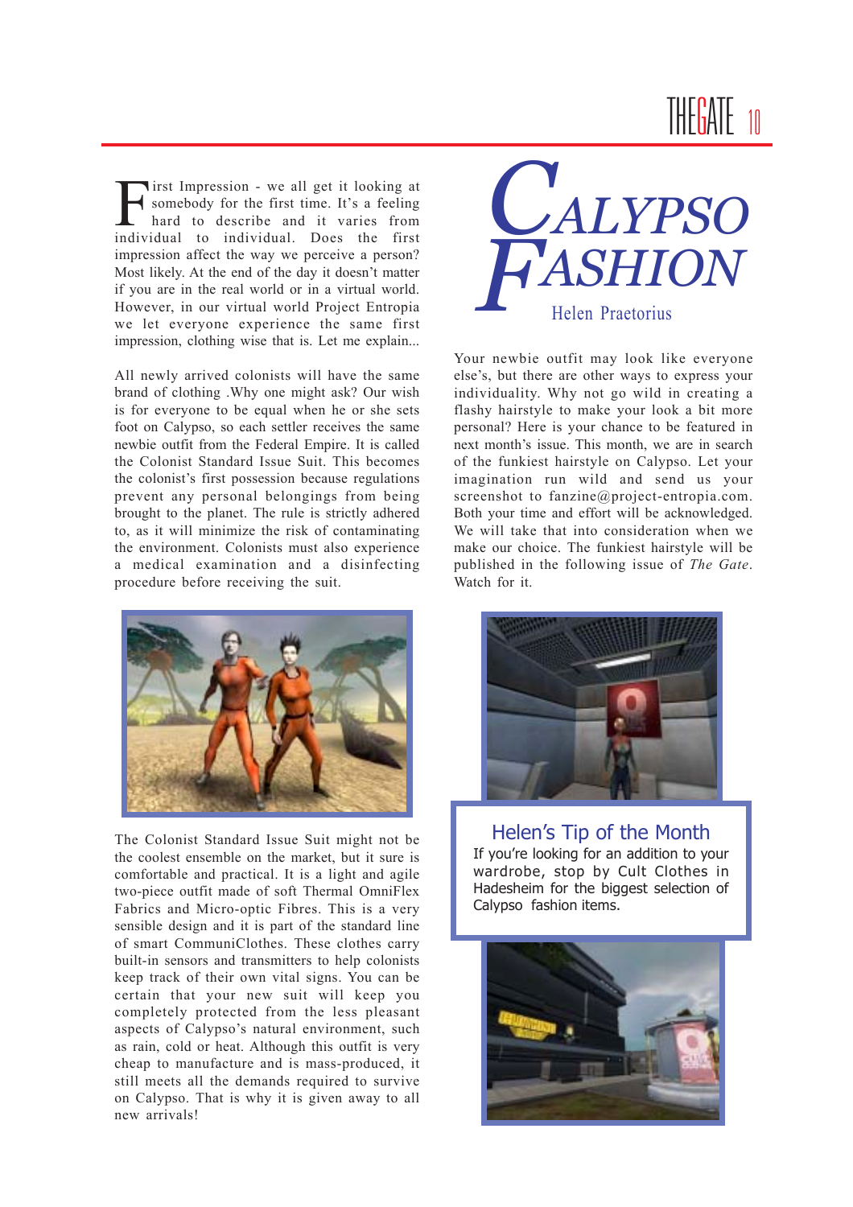# Calypso Fashion

Helen Praetorius

First Impression - we all get it looking at somebody for the first time. It's a feeling hard to describe and it varies from individual to individual. Does the first impression affect the way we perceive a person? Most likely. At the end of the day it doesn't matter if you are in the real world or in a virtual world. However, in our virtual world Project Entropia we let everyone experience the same first impression, clothing wise that is. Let me explain...

All newly arrived colonists will have the same brand of clothing .Why one might ask? Our wish is for everyone to be equal when he or she sets foot on Calypso, so each settler receives the same newbie outfit from the Federal Empire. It is called the Colonist Standard Issue Suit. This becomes the colonist's first possession because regulations prevent any personal belongings from being brought to the planet. The rule is strictly adhered to, as it will minimize the risk of contaminating the environment. Colonists must also experience a medical examination and a disinfecting procedure before receiving the suit.

The Colonist Standard Issue Suit might not be the coolest ensemble on the market, but it sure is comfortable and practical. It is a light and agile two-piece outfit made of soft Thermal OmniFlex Fabrics and Micro-optic Fibres. This is a very sensible design and it is part of the standard line of smart CommuniClothes. These clothes carry built-in sensors and transmitters to help colonists keep track of their own vital signs. You can be certain that your new suit will keep you completely protected from the less pleasant aspects of Calypso's natural environment, such as rain, cold or heat. Although this outfit is very cheap to manufacture and is mass-produced, it still meets all the demands required to survive on Calypso. That is why it is given away to all new arrivals!

Your newbie outfit may look like everyone else's, but there are other ways to express your individuality. Why not go wild in creating a flashy hairstyle to make your look a bit more personal? Here is your chance to be featured in next month's issue. This month, we are in search of the funkiest hairstyle on Calypso. Let your imagination run wild and send us your screenshot to fanzine@project-entropia.com. Both your time and effort will be acknowledged. We will take that into consideration when we make our choice. The funkiest hairstyle will be published in the following issue of *The Gate*. Watch for it.

## Helen's Tip of the Month

If you're looking for an addition to your wardrobe, stop by Cult Clothes in Hadesheim for the biggest selection of Calypso fashion items.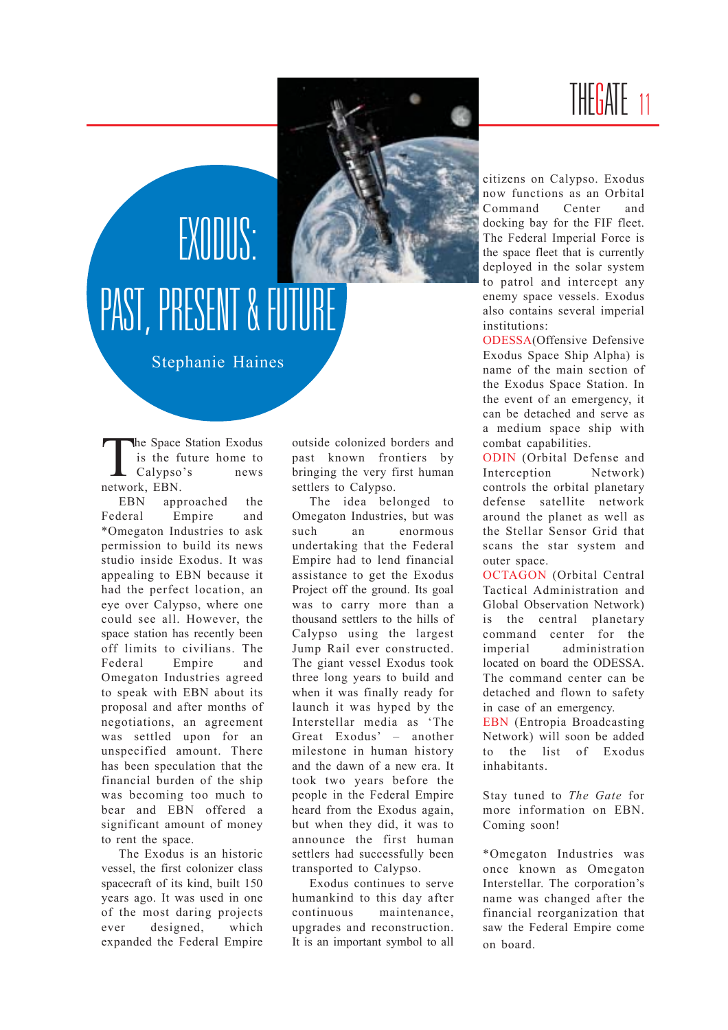# EXODUS: PAST, PRESENT & FUTURE

Stephanie Haines

The Space Station Exodus is the future home to Calypso's news network, EBN.

EBN approached the Federal Empire and *Omegaton Industries to ask permission to build its news studio inside Exodus. It was appealing to EBN because it had the perfect location, an eye over Calypso, where one could see all. However, the space station has recently been off limits to civilians. The Federal Empire and Omegaton Industries agreed to speak with EBN about its proposal and after months of negotiations, an agreement was settled upon for an unspecified amount. There has been speculation that the financial burden of the ship was becoming too much to bear and EBN offered a significant amount of money to rent the space.

The Exodus is an historic vessel, the first colonizer class spacecraft of its kind, built 150 years ago. It was used in one of the most daring projects ever designed, which expanded the Federal Empire outside colonized borders and past known frontiers by bringing the very first human settlers to Calypso.

The idea belonged to Omegaton Industries, but was such an enormous undertaking that the Federal Empire had to lend financial assistance to get the Exodus Project off the ground. Its goal was to carry more than a thousand settlers to the hills of Calypso using the largest Jump Rail ever constructed. The giant vessel Exodus took three long years to build and when it was finally ready for launch it was hyped by the Interstellar media as 'The Great Exodus' – another milestone in human history and the dawn of a new era. It took two years before the people in the Federal Empire heard from the Exodus again, but when they did, it was to announce the first human settlers had successfully been transported to Calypso.

Exodus continues to serve humankind to this day after continuous maintenance, upgrades and reconstruction. It is an important symbol to all citizens on Calypso. Exodus now functions as an Orbital Command Center and docking bay for the FIF fleet. The Federal Imperial Force is the space fleet that is currently deployed in the solar system to patrol and intercept any enemy space vessels. Exodus also contains several imperial institutions:

ODESSA(Offensive Defensive Exodus Space Ship Alpha) is name of the main section of the Exodus Space Station. In the event of an emergency, it can be detached and serve as a medium space ship with combat capabilities.

ODIN (Orbital Defense and Interception Network) controls the orbital planetary defense satellite network around the planet as well as the Stellar Sensor Grid that scans the star system and outer space.

OCTAGON (Orbital Central Tactical Administration and Global Observation Network) is the central planetary command center for the imperial administration located on board the ODESSA. The command center can be detached and flown to safety in case of an emergency.

EBN (Entropia Broadcasting Network) will soon be added to the list of Exodus inhabitants.

Stay tuned to *The Gate* for more information on EBN. Coming soon!

*Omegaton Industries was once known as Omegaton Interstellar. The corporation's name was changed after the financial reorganization that saw the Federal Empire come on board.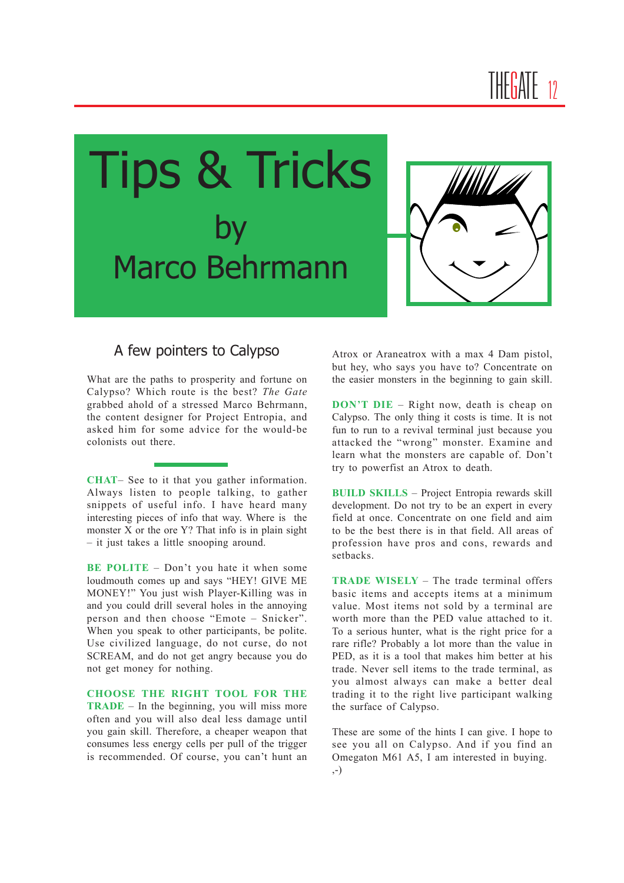# Tips & Tricks

## by Marco Behrmann

### A few pointers to Calypso

What are the paths to prosperity and fortune on Calypso? Which route is the best? *The Gate* grabbed ahold of a stressed Marco Behrmann, the content designer for Project Entropia, and asked him for some advice for the would-be colonists out there.

**CHAT**– See to it that you gather information. Always listen to people talking, to gather snippets of useful info. I have heard many interesting pieces of info that way. Where is the monster X or the ore Y? That info is in plain sight – it just takes a little snooping around.

**BE POLITE** – Don't you hate it when some loudmouth comes up and says "HEY! GIVE ME MONEY!" You just wish Player-Killing was in and you could drill several holes in the annoying person and then choose "Emote – Snicker". When you speak to other participants, be polite. Use civilized language, do not curse, do not SCREAM, and do not get angry because you do not get money for nothing.

**CHOOSE THE RIGHT TOOL FOR THE TRADE** – In the beginning, you will miss more often and you will also deal less damage until you gain skill. Therefore, a cheaper weapon that consumes less energy cells per pull of the trigger is recommended. Of course, you can't hunt an Atrox or Araneatrox with a max 4 Dam pistol, but hey, who says you have to? Concentrate on the easier monsters in the beginning to gain skill.

**DON'T DIE** – Right now, death is cheap on Calypso. The only thing it costs is time. It is not fun to run to a revival terminal just because you attacked the "wrong" monster. Examine and learn what the monsters are capable of. Don't try to powerfist an Atrox to death.

**BUILD SKILLS** – Project Entropia rewards skill development. Do not try to be an expert in every field at once. Concentrate on one field and aim to be the best there is in that field. All areas of profession have pros and cons, rewards and setbacks.

**TRADE WISELY** – The trade terminal offers basic items and accepts items at a minimum value. Most items not sold by a terminal are worth more than the PED value attached to it. To a serious hunter, what is the right price for a rare rifle? Probably a lot more than the value in PED, as it is a tool that makes him better at his trade. Never sell items to the trade terminal, as you almost always can make a better deal trading it to the right live participant walking the surface of Calypso.

These are some of the hints I can give. I hope to see you all on Calypso. And if you find an Omegaton M61 A5, I am interested in buying. ;-)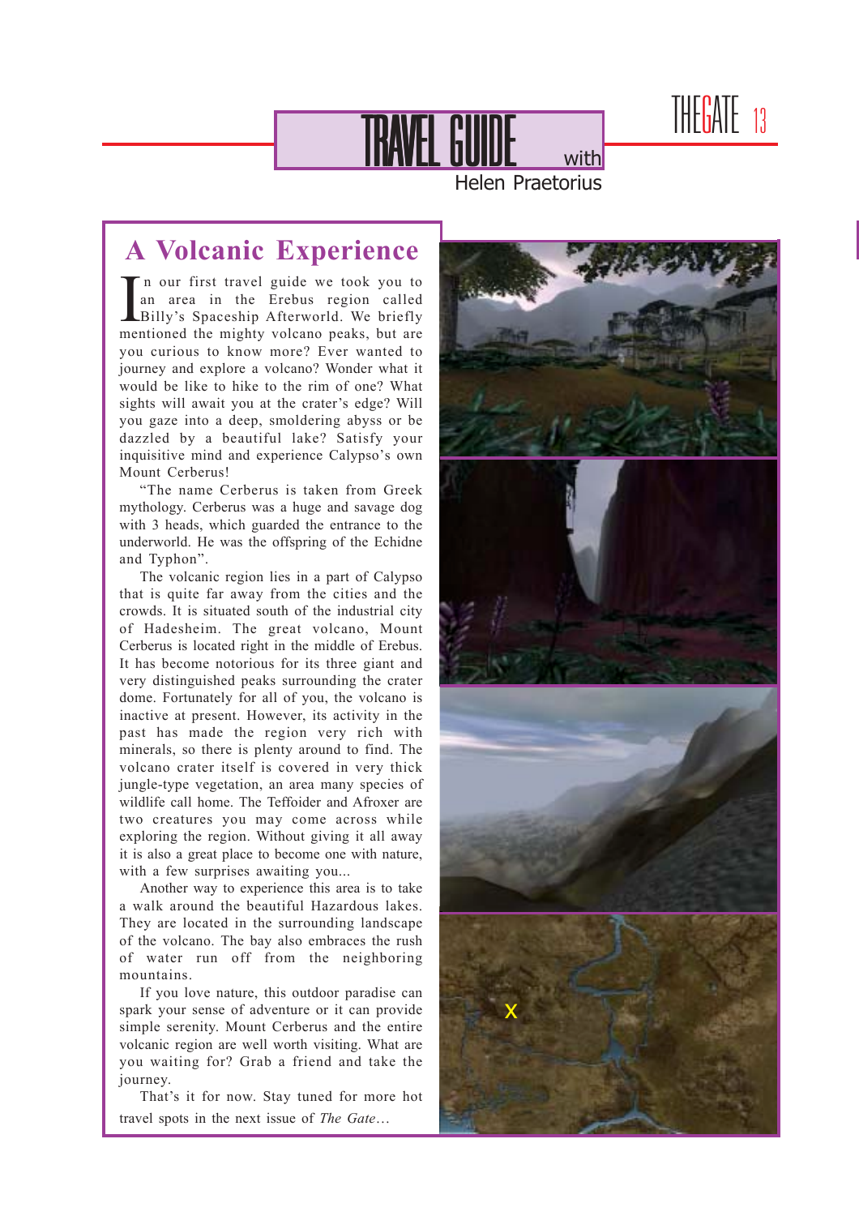# TRAVEL GUIDE with Helen Praetorius

## A Volcanic Experience

In our first travel guide we took you to an area in the Erebus region called Billy's Spaceship Afterworld. We briefly mentioned the mighty volcano peaks, but are you curious to know more? Ever wanted to journey and explore a volcano? Wonder what it would be like to hike to the rim of one? What sights will await you at the crater's edge? Will you gaze into a deep, smoldering abyss or be dazzled by a beautiful lake? Satisfy your inquisitive mind and experience Calypso's own Mount Cerberus!

"The name Cerberus is taken from Greek mythology. Cerberus was a huge and savage dog with 3 heads, which guarded the entrance to the underworld. He was the offspring of the Echidne and Typhon".

The volcanic region lies in a part of Calypso that is quite far away from the cities and the crowds. It is situated south of the industrial city of Hadesheim. The great volcano, Mount Cerberus is located right in the middle of Erebus. It has become notorious for its three giant and very distinguished peaks surrounding the crater dome. Fortunately for all of you, the volcano is inactive at present. However, its activity in the past has made the region very rich with minerals, so there is plenty around to find. The volcano crater itself is covered in very thick jungle-type vegetation, an area many species of wildlife call home. The Teffoider and Afroxer are two creatures you may come across while exploring the region. Without giving it all away it is also a great place to become one with nature, with a few surprises awaiting you...

Another way to experience this area is to take a walk around the beautiful Hazardous lakes. They are located in the surrounding landscape of the volcano. The bay also embraces the rush of water run off from the neighboring mountains.

If you love nature, this outdoor paradise can spark your sense of adventure or it can provide simple serenity. Mount Cerberus and the entire volcanic region are well worth visiting. What are you waiting for? Grab a friend and take the journey.

That's it for now. Stay tuned for more hot travel spots in the next issue of *The Gate*…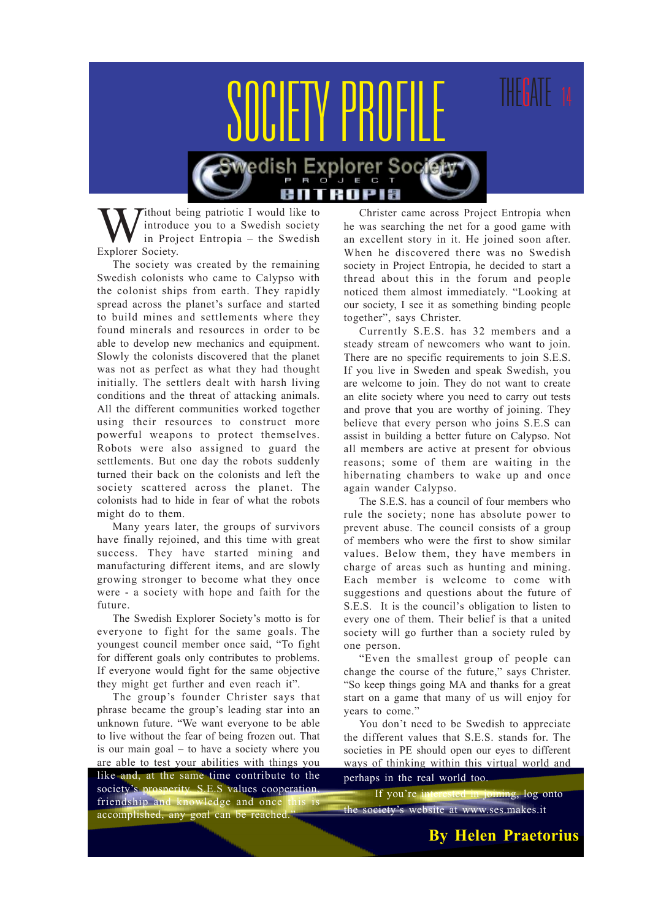# SOCIETY PROFILE

## Swedish Explorer Society – Project Entropia

Without being patriotic I would like to introduce you to a Swedish society in Project Entropia – the Swedish Explorer Society.

The society was created by the remaining Swedish colonists who came to Calypso with the colonist ships from earth. They rapidly spread across the planet's surface and started to build mines and settlements where they found minerals and resources in order to be able to develop new mechanics and equipment. Slowly the colonists discovered that the planet was not as perfect as what they had thought initially. The settlers dealt with harsh living conditions and the threat of attacking animals. All the different communities worked together using their resources to construct more powerful weapons to protect themselves. Robots were also assigned to guard the settlements. But one day the robots suddenly turned their back on the colonists and left the society scattered across the planet. The colonists had to hide in fear of what the robots might do to them.

Many years later, the groups of survivors have finally rejoined, and this time with great success. They have started mining and manufacturing different items, and are slowly growing stronger to become what they once were - a society with hope and faith for the future.

The Swedish Explorer Society's motto is for everyone to fight for the same goals. The youngest council member once said, "To fight for different goals only contributes to problems. If everyone would fight for the same objective they might get further and even reach it".

The group's founder Christer says that phrase became the group's leading star into an unknown future. "We want everyone to be able to live without the fear of being frozen out. That is our main goal – to have a society where you are able to test your abilities with things you like and, at the same time contribute to the society's prosperity. S.E.S values cooperation, friendship and knowledge and once this is accomplished, any goal can be reached."

Christer came across Project Entropia when he was searching the net for a good game with an excellent story in it. He joined soon after. When he discovered there was no Swedish society in Project Entropia, he decided to start a thread about this in the forum and people noticed them almost immediately. "Looking at our society, I see it as something binding people together", says Christer.

Currently S.E.S. has 32 members and a steady stream of newcomers who want to join. There are no specific requirements to join S.E.S. If you live in Sweden and speak Swedish, you are welcome to join. They do not want to create an elite society where you need to carry out tests and prove that you are worthy of joining. They believe that every person who joins S.E.S can assist in building a better future on Calypso. Not all members are active at present for obvious reasons; some of them are waiting in the hibernating chambers to wake up and once again wander Calypso.

The S.E.S. has a council of four members who rule the society; none has absolute power to prevent abuse. The council consists of a group of members who were the first to show similar values. Below them, they have members in charge of areas such as hunting and mining. Each member is welcome to come with suggestions and questions about the future of S.E.S. It is the council's obligation to listen to every one of them. Their belief is that a united society will go further than a society ruled by one person.

"Even the smallest group of people can change the course of the future," says Christer. "So keep things going MA and thanks for a great start on a game that many of us will enjoy for years to come."

You don't need to be Swedish to appreciate the different values that S.E.S. stands for. The societies in PE should open our eyes to different ways of thinking within this virtual world and perhaps in the real world too.

If you're interested in joining, log onto the society's website at www.ses.makes.it

**By Helen Praetorius**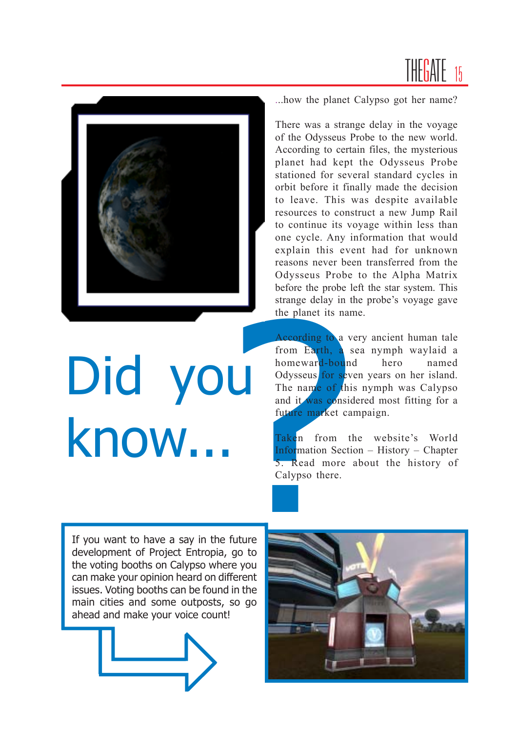# Did you know...

...how the planet Calypso got her name?

There was a strange delay in the voyage of the Odysseus Probe to the new world. According to certain files, the mysterious planet had kept the Odysseus Probe stationed for several standard cycles in orbit before it finally made the decision to leave. This was despite available resources to construct a new Jump Rail to continue its voyage within less than one cycle. Any information that would explain this event had for unknown reasons never been transferred from the Odysseus Probe to the Alpha Matrix before the probe left the star system. This strange delay in the probe's voyage gave the planet its name.

According to a very ancient human tale from Earth, a sea nymph waylaid a homeward-bound hero named Odysseus for seven years on her island. The name of this nymph was Calypso and it was considered most fitting for a future market campaign.

Taken from the website's World Information Section – History – Chapter 5. Read more about the history of Calypso there.

If you want to have a say in the future development of Project Entropia, go to the voting booths on Calypso where you can make your opinion heard on different issues. Voting booths can be found in the main cities and some outposts, so go ahead and make your voice count!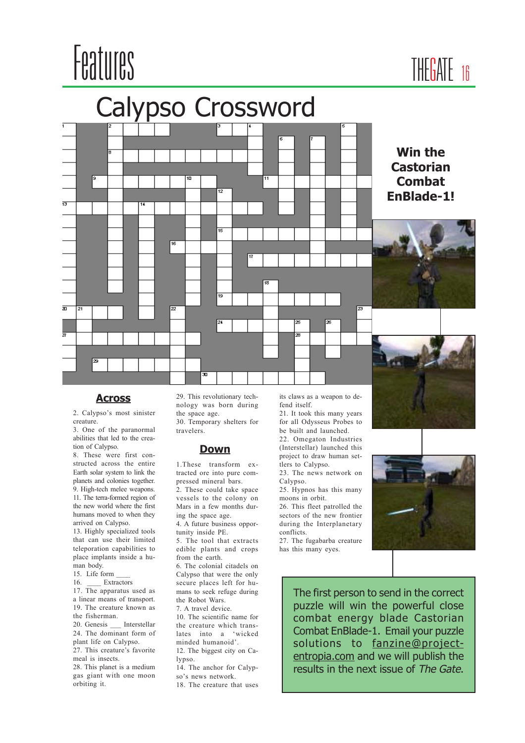# Calypso Crossword

## Win the Castorian Combat EnBlade-1!

## Across

2. Calypso's most sinister creature.
3. One of the paranormal abilities that led to the creation of Calypso.
8. These were first constructed across the entire Earth solar system to link the planets and colonies together.
9. High-tech melee weapons.
11. The terra-formed region of the new world where the first humans moved to when they arrived on Calypso.
13. Highly specialized tools that can use their limited teleporation capabilities to place implants inside a human body.
15. Life form ____
16. ____ Extractors
17. The apparatus used as a linear means of transport.
19. The creature known as the fisherman.
20. Genesis ___ Interstellar
24. The dominant form of plant life on Calypso.
27. This creature's favorite meal is insects.
28. This planet is a medium gas giant with one moon orbiting it.
29. This revolutionary technology was born during the space age.
30. Temporary shelters for travelers.

## Down

1. These transform extracted ore into pure compressed mineral bars.
2. These could take space vessels to the colony on Mars in a few months during the space age.
4. A future business opportunity inside PE.
5. The tool that extracts edible plants and crops from the earth.
6. The colonial citadels on Calypso that were the only secure places left for humans to seek refuge during the Robot Wars.
7. A travel device.
10. The scientific name for the creature which translates into a 'wicked minded humanoid'.
12. The biggest city on Calypso.
14. The anchor for Calypso's news network.
18. The creature that uses its claws as a weapon to defend itself.
21. It took this many years for all Odysseus Probes to be built and launched.
22. Omegaton Industries (Interstellar) launched this project to draw human settlers to Calypso.
23. The news network on Calypso.
25. Hypnos has this many moons in orbit.
26. This fleet patrolled the sectors of the new frontier during the Interplanetary conflicts.
27. The fugabarba creature has this many eyes.

The first person to send in the correct puzzle will win the powerful close combat energy blade Castorian Combat EnBlade-1. Email your puzzle solutions to fanzine@project-entropia.com and we will publish the results in the next issue of *The Gate*.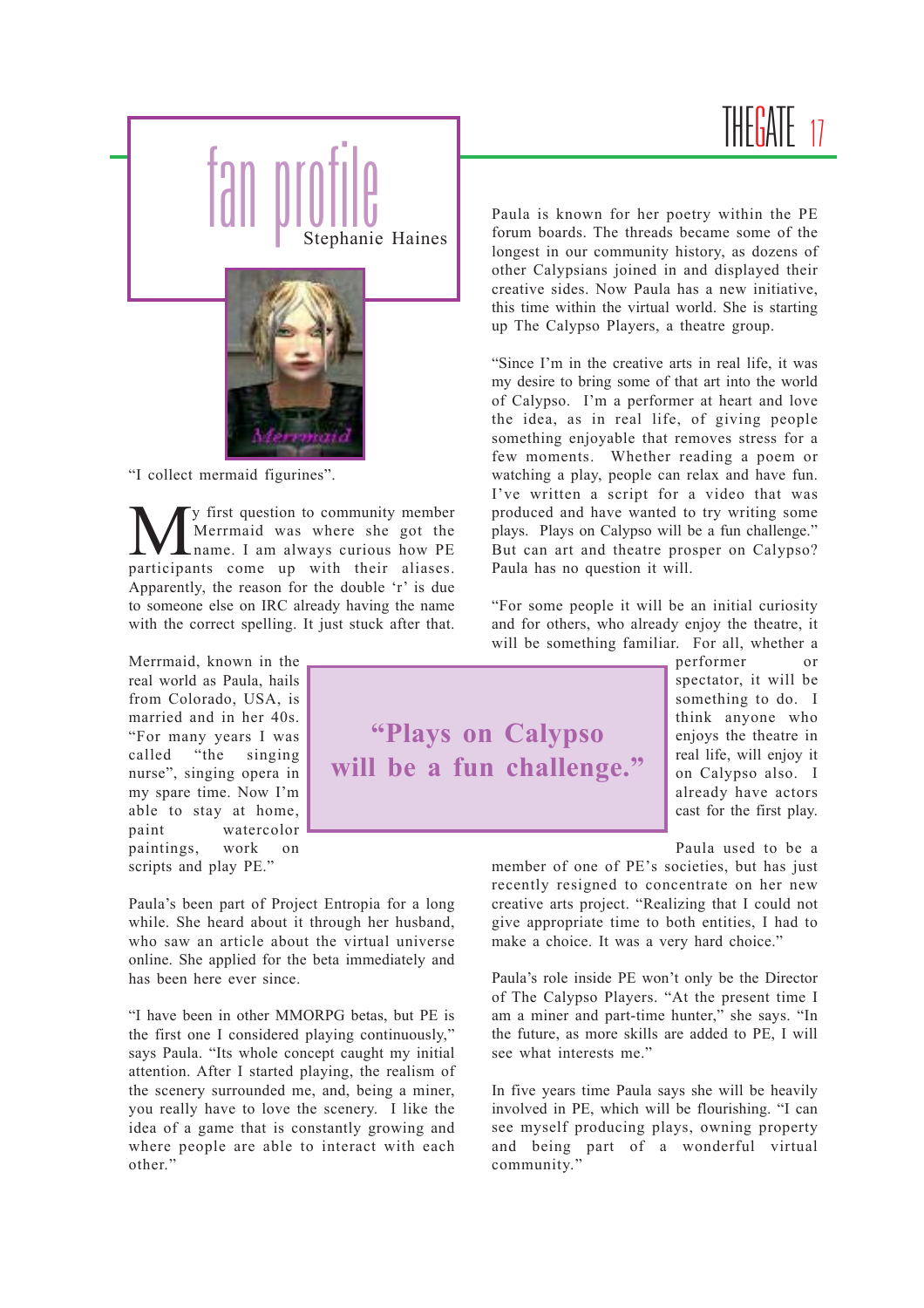# fan profile

Stephanie Haines

"I collect mermaid figurines".

My first question to community member Merrmaid was where she got the name. I am always curious how PE participants come up with their aliases. Apparently, the reason for the double 'r' is due to someone else on IRC already having the name with the correct spelling. It just stuck after that.

Merrmaid, known in the real world as Paula, hails from Colorado, USA, is married and in her 40s. "For many years I was called "the singing nurse", singing opera in my spare time. Now I'm able to stay at home, paint watercolor paintings, work on scripts and play PE."

Paula's been part of Project Entropia for a long while. She heard about it through her husband, who saw an article about the virtual universe online. She applied for the beta immediately and has been here ever since.

"I have been in other MMORPG betas, but PE is the first one I considered playing continuously," says Paula. "Its whole concept caught my initial attention. After I started playing, the realism of the scenery surrounded me, and, being a miner, you really have to love the scenery. I like the idea of a game that is constantly growing and where people are able to interact with each other."

Paula is known for her poetry within the PE forum boards. The threads became some of the longest in our community history, as dozens of other Calypsians joined in and displayed their creative sides. Now Paula has a new initiative, this time within the virtual world. She is starting up The Calypso Players, a theatre group.

"Since I'm in the creative arts in real life, it was my desire to bring some of that art into the world of Calypso. I'm a performer at heart and love the idea, as in real life, of giving people something enjoyable that removes stress for a few moments. Whether reading a poem or watching a play, people can relax and have fun. I've written a script for a video that was produced and have wanted to try writing some plays. Plays on Calypso will be a fun challenge." But can art and theatre prosper on Calypso? Paula has no question it will.

> **"Plays on Calypso will be a fun challenge."**

"For some people it will be an initial curiosity and for others, who already enjoy the theatre, it will be something familiar. For all, whether a performer or spectator, it will be something to do. I think anyone who enjoys the theatre in real life, will enjoy it on Calypso also. I already have actors cast for the first play.

Paula used to be a member of one of PE's societies, but has just recently resigned to concentrate on her new creative arts project. "Realizing that I could not give appropriate time to both entities, I had to make a choice. It was a very hard choice."

Paula's role inside PE won't only be the Director of The Calypso Players. "At the present time I am a miner and part-time hunter," she says. "In the future, as more skills are added to PE, I will see what interests me."

In five years time Paula says she will be heavily involved in PE, which will be flourishing. "I can see myself producing plays, owning property and being part of a wonderful virtual community."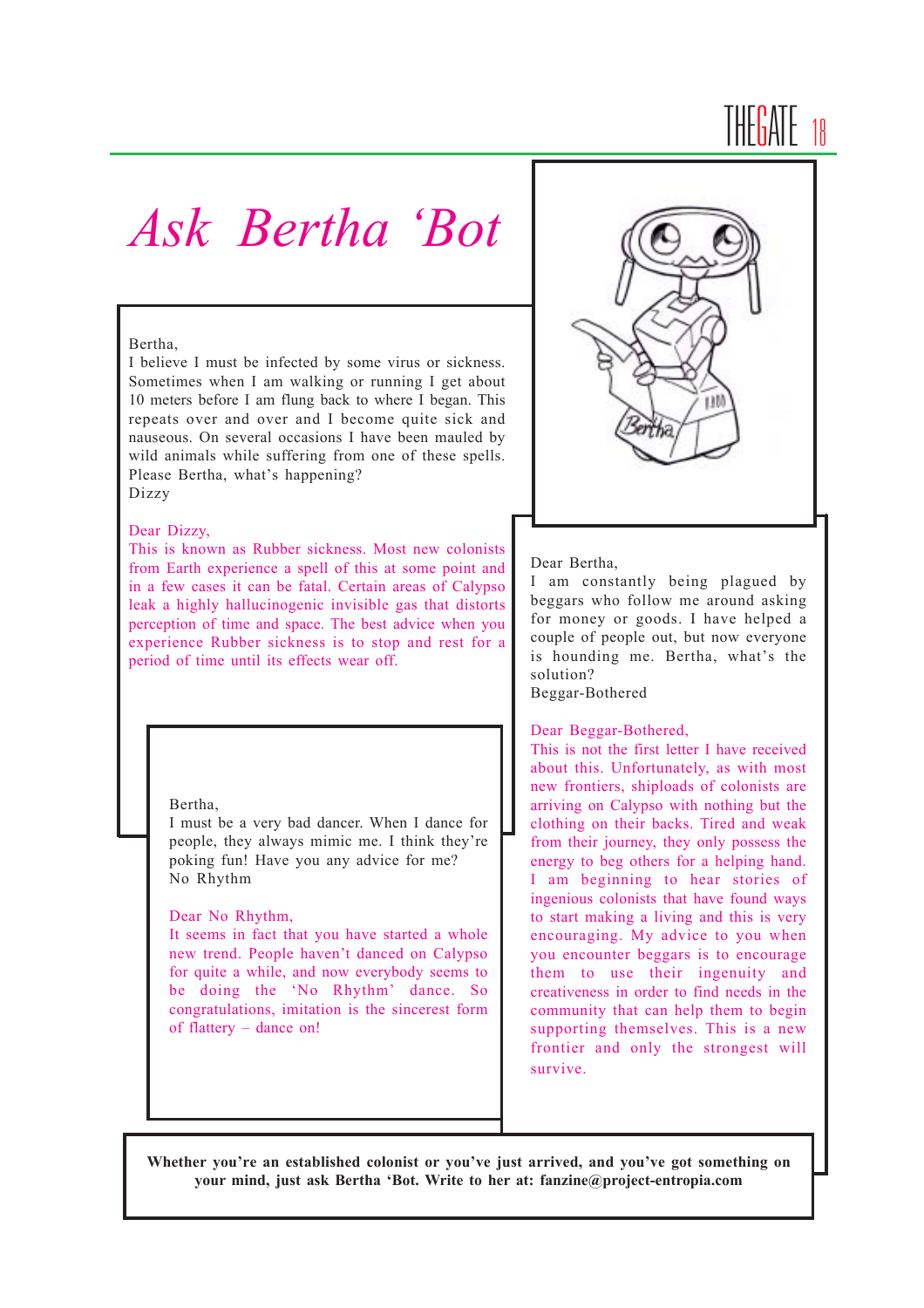# Ask Bertha 'Bot

Bertha,
I believe I must be infected by some virus or sickness. Sometimes when I am walking or running I get about 10 meters before I am flung back to where I began. This repeats over and over and I become quite sick and nauseous. On several occasions I have been mauled by wild animals while suffering from one of these spells. Please Bertha, what's happening?
Dizzy

Dear Dizzy,
This is known as Rubber sickness. Most new colonists from Earth experience a spell of this at some point and in a few cases it can be fatal. Certain areas of Calypso leak a highly hallucinogenic invisible gas that distorts perception of time and space. The best advice when you experience Rubber sickness is to stop and rest for a period of time until its effects wear off.

Bertha,
I must be a very bad dancer. When I dance for people, they always mimic me. I think they're poking fun! Have you any advice for me?
No Rhythm

Dear No Rhythm,
It seems in fact that you have started a whole new trend. People haven't danced on Calypso for quite a while, and now everybody seems to be doing the 'No Rhythm' dance. So congratulations, imitation is the sincerest form of flattery – dance on!

Dear Bertha,
I am constantly being plagued by beggars who follow me around asking for money or goods. I have helped a couple of people out, but now everyone is hounding me. Bertha, what's the solution?
Beggar-Bothered

Dear Beggar-Bothered,
This is not the first letter I have received about this. Unfortunately, as with most new frontiers, shiploads of colonists are arriving on Calypso with nothing but the clothing on their backs. Tired and weak from their journey, they only possess the energy to beg others for a helping hand. I am beginning to hear stories of ingenious colonists that have found ways to start making a living and this is very encouraging. My advice to you when you encounter beggars is to encourage them to use their ingenuity and creativeness in order to find needs in the community that can help them to begin supporting themselves. This is a new frontier and only the strongest will survive.

**Whether you're an established colonist or you've just arrived, and you've got something on your mind, just ask Bertha 'Bot. Write to her at: fanzine@project-entropia.com**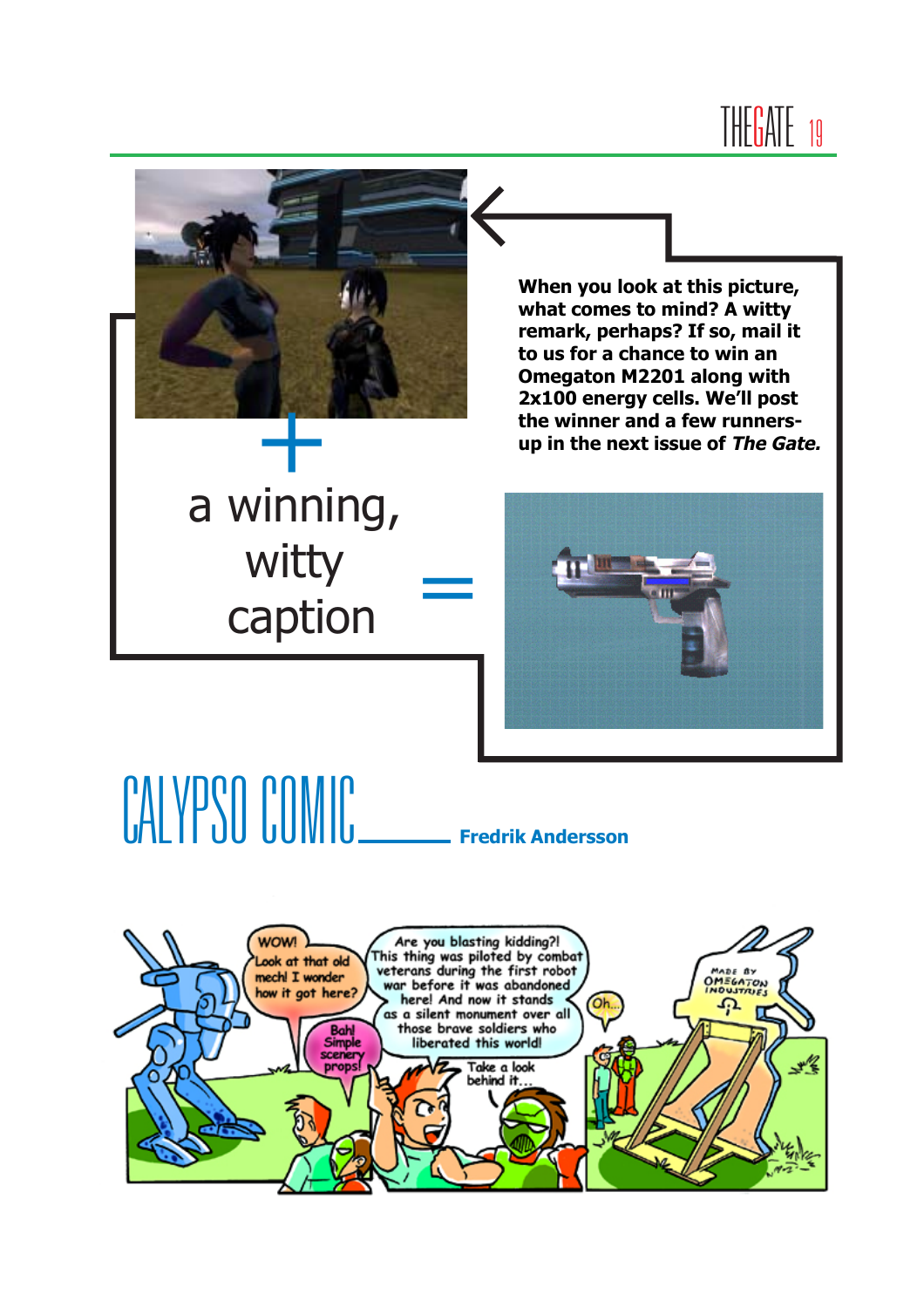When you look at this picture, what comes to mind? A witty remark, perhaps? If so, mail it to us for a chance to win an Omegaton M2201 along with 2x100 energy cells. We'll post the winner and a few runners-up in the next issue of *The Gate.*

\+ a winning, witty caption =

# CALYPSO COMIC

**Fredrik Andersson**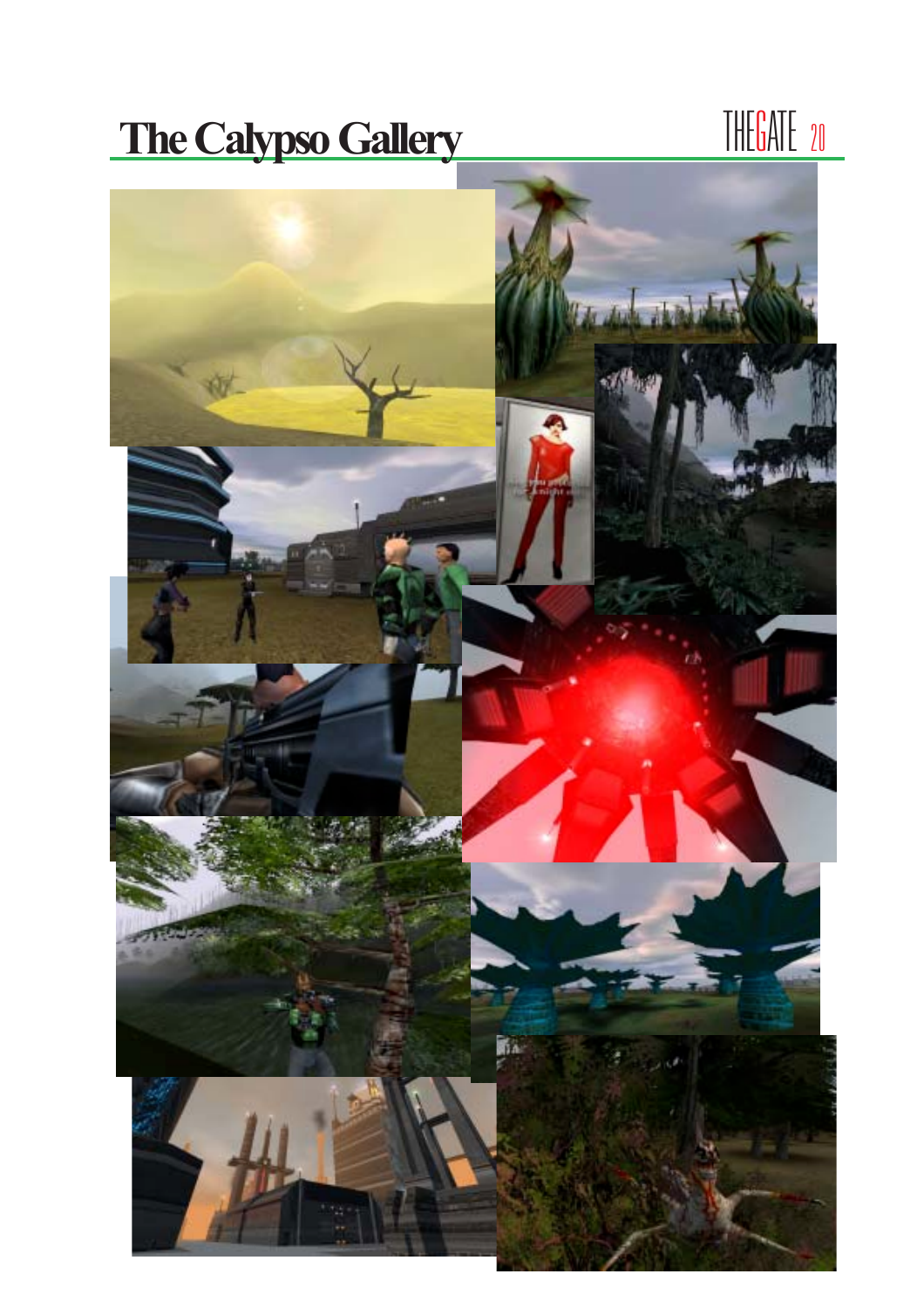# The Calypso Gallery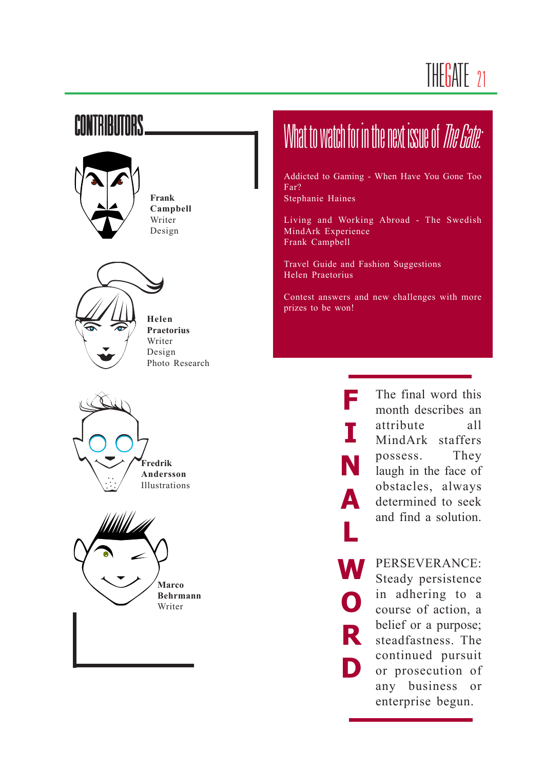## CONTRIBUTORS

**Frank Campbell**
Writer
Design

**Helen Praetorius**
Writer
Design
Photo Research

**Fredrik Andersson**
Illustrations

**Marco Behrmann**
Writer

## What to watch for in the next issue of *The Gate:*

Addicted to Gaming - When Have You Gone Too Far?
Stephanie Haines

Living and Working Abroad - The Swedish MindArk Experience
Frank Campbell

Travel Guide and Fashion Suggestions
Helen Praetorius

Contest answers and new challenges with more prizes to be won!

## FINAL WORD

The final word this month describes an attribute all MindArk staffers possess. They laugh in the face of obstacles, always determined to seek and find a solution.

PERSEVERANCE: Steady persistence in adhering to a course of action, a belief or a purpose; steadfastness. The continued pursuit or prosecution of any business or enterprise begun.